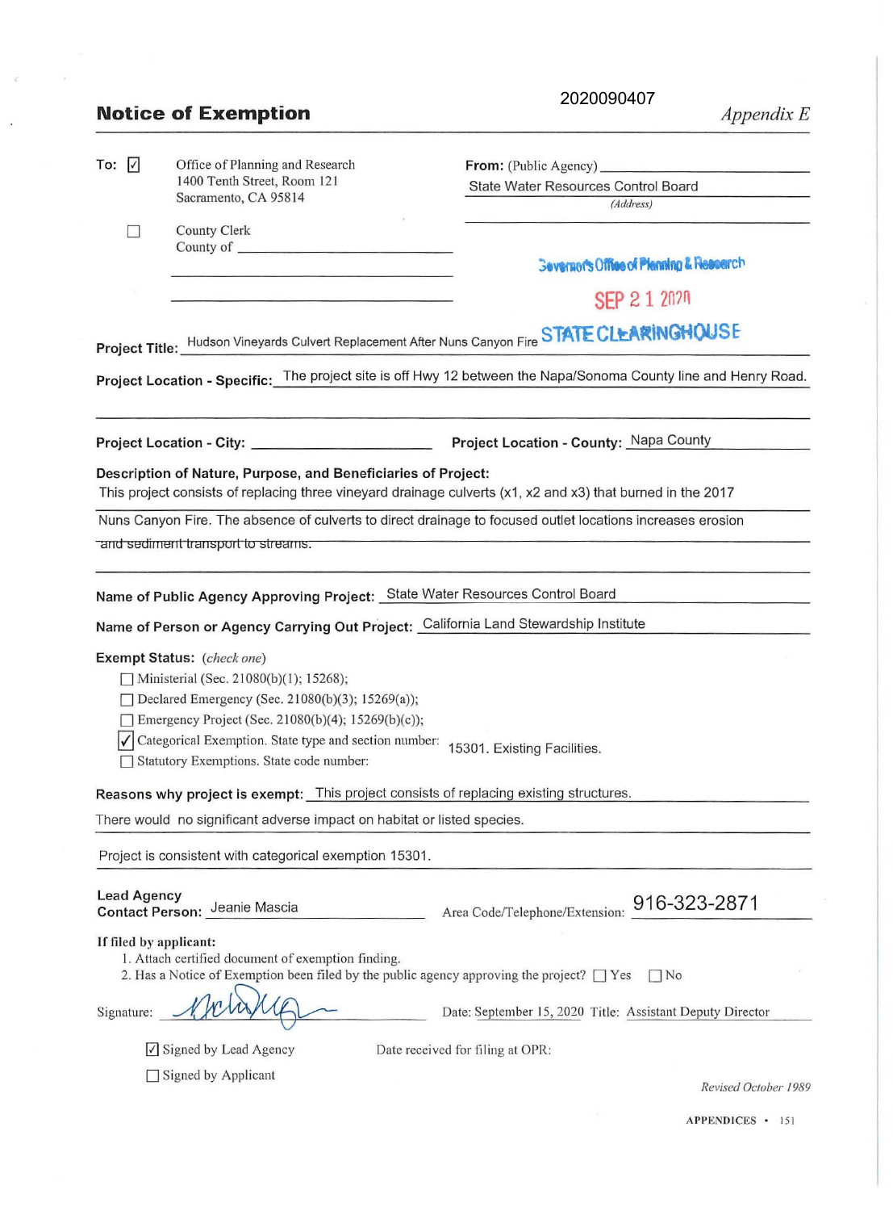2020090407

# Notice of Exemption

*Appendix E*

**To:** ☑ Office of Planning and Research
1400 Tenth Street, Room 121
Sacramento, CA 95814

☐ County Clerk
County of \_\_\_\_\_\_\_\_\_\_

**From:** (Public Agency) State Water Resources Control Board
*(Address)*

Governor's Office of Planning & Research

SEP 21 2020

STATE CLEARINGHOUSE

**Project Title:** Hudson Vineyards Culvert Replacement After Nuns Canyon Fire

**Project Location - Specific:** The project site is off Hwy 12 between the Napa/Sonoma County line and Henry Road.

**Project Location - City:** \_\_\_\_\_\_\_\_\_\_ **Project Location - County:** Napa County

**Description of Nature, Purpose, and Beneficiaries of Project:**
This project consists of replacing three vineyard drainage culverts (x1, x2 and x3) that burned in the 2017 Nuns Canyon Fire. The absence of culverts to direct drainage to focused outlet locations increases erosion and sediment transport to streams.

**Name of Public Agency Approving Project:** State Water Resources Control Board

**Name of Person or Agency Carrying Out Project:** California Land Stewardship Institute

**Exempt Status:** *(check one)*
- ☐ Ministerial (Sec. 21080(b)(1); 15268);
- ☐ Declared Emergency (Sec. 21080(b)(3); 15269(a));
- ☐ Emergency Project (Sec. 21080(b)(4); 15269(b)(c));
- ☑ Categorical Exemption. State type and section number: 15301. Existing Facilities.
- ☐ Statutory Exemptions. State code number:

**Reasons why project is exempt:** This project consists of replacing existing structures. There would no significant adverse impact on habitat or listed species.

Project is consistent with categorical exemption 15301.

**Lead Agency Contact Person:** Jeanie Mascia **Area Code/Telephone/Extension:** 916-323-2871

**If filed by applicant:**
1. Attach certified document of exemption finding.
2. Has a Notice of Exemption been filed by the public agency approving the project? ☐ Yes ☐ No

Signature: [signature] Date: September 15, 2020 Title: Assistant Deputy Director

☑ Signed by Lead Agency

☐ Signed by Applicant

Date received for filing at OPR:

*Revised October 1989*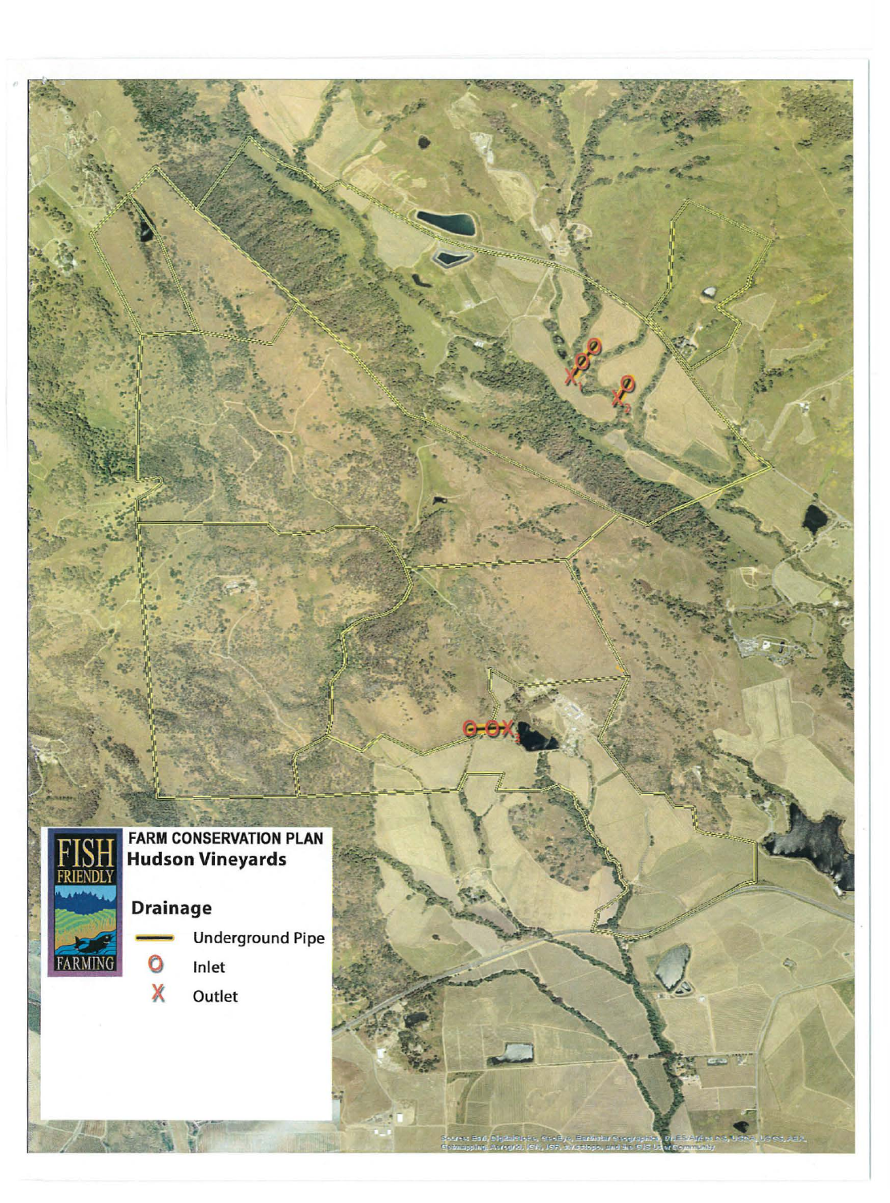FISH FRIENDLY FARMING

FARM CONSERVATION PLAN
Hudson Vineyards

**Drainage**

Underground Pipe

O Inlet

X Outlet

Source: Esri, DigitalGlobe, GeoEye, Earthstar Geographics, CNES/Airbus DS, USDA, USGS, AEX, Getmapping, Aerogrid, IGN, IGP, swisstopo, and the GIS User Community